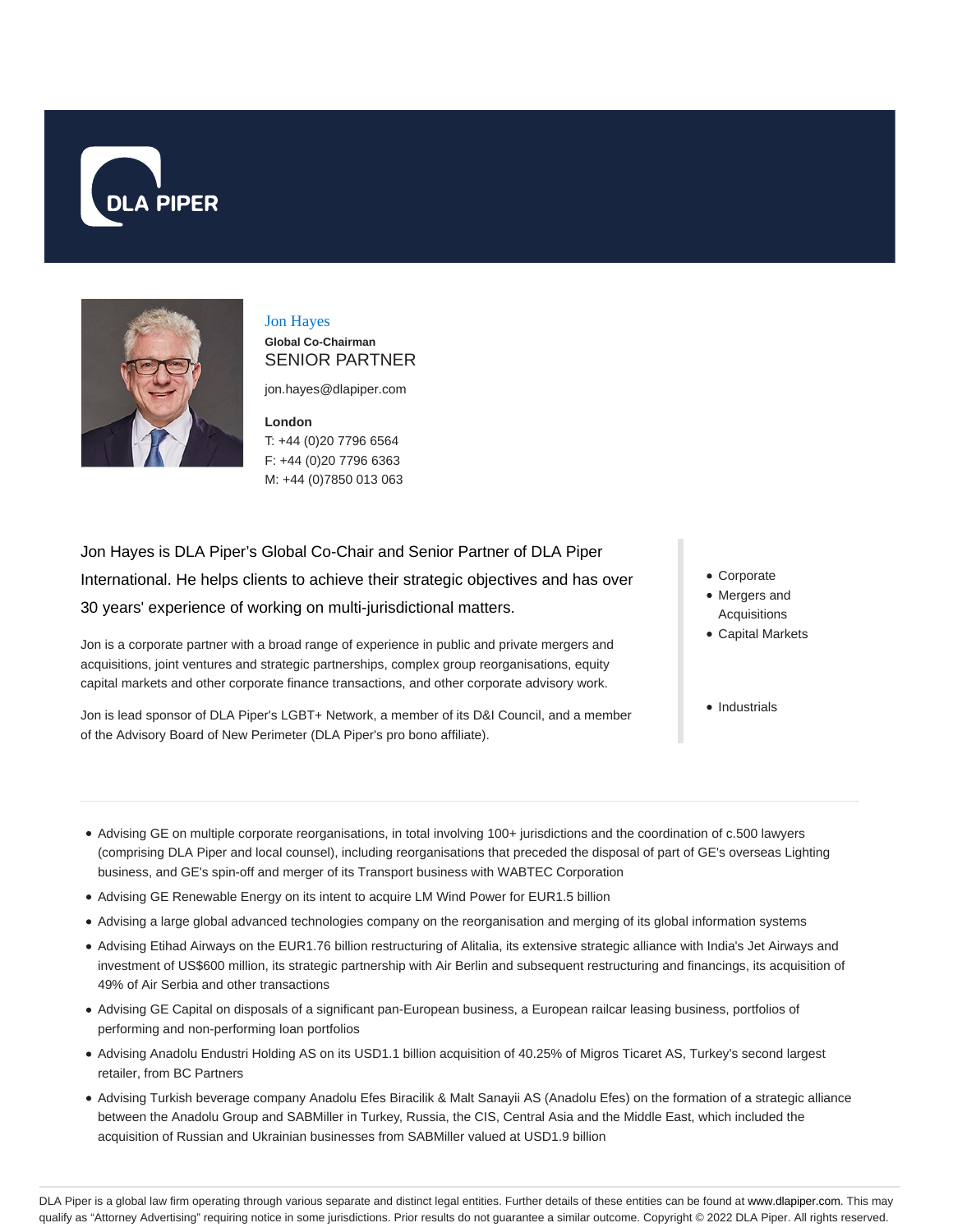DLA PIPER

# Jon Hayes

**Global Co-Chairman**

SENIOR PARTNER

jon.hayes@dlapiper.com

**London**

T: +44 (0)20 7796 6564

F: +44 (0)20 7796 6363

M: +44 (0)7850 013 063

Jon Hayes is DLA Piper's Global Co-Chair and Senior Partner of DLA Piper International. He helps clients to achieve their strategic objectives and has over 30 years' experience of working on multi-jurisdictional matters.

Jon is a corporate partner with a broad range of experience in public and private mergers and acquisitions, joint ventures and strategic partnerships, complex group reorganisations, equity capital markets and other corporate finance transactions, and other corporate advisory work.

Jon is lead sponsor of DLA Piper's LGBT+ Network, a member of its D&I Council, and a member of the Advisory Board of New Perimeter (DLA Piper's pro bono affiliate).

- Corporate
- Mergers and Acquisitions
- Capital Markets

- Industrials

---

- Advising GE on multiple corporate reorganisations, in total involving 100+ jurisdictions and the coordination of c.500 lawyers (comprising DLA Piper and local counsel), including reorganisations that preceded the disposal of part of GE's overseas Lighting business, and GE's spin-off and merger of its Transport business with WABTEC Corporation
- Advising GE Renewable Energy on its intent to acquire LM Wind Power for EUR1.5 billion
- Advising a large global advanced technologies company on the reorganisation and merging of its global information systems
- Advising Etihad Airways on the EUR1.76 billion restructuring of Alitalia, its extensive strategic alliance with India's Jet Airways and investment of US$600 million, its strategic partnership with Air Berlin and subsequent restructuring and financings, its acquisition of 49% of Air Serbia and other transactions
- Advising GE Capital on disposals of a significant pan-European business, a European railcar leasing business, portfolios of performing and non-performing loan portfolios
- Advising Anadolu Endustri Holding AS on its USD1.1 billion acquisition of 40.25% of Migros Ticaret AS, Turkey's second largest retailer, from BC Partners
- Advising Turkish beverage company Anadolu Efes Biracilik & Malt Sanayii AS (Anadolu Efes) on the formation of a strategic alliance between the Anadolu Group and SABMiller in Turkey, Russia, the CIS, Central Asia and the Middle East, which included the acquisition of Russian and Ukrainian businesses from SABMiller valued at USD1.9 billion

DLA Piper is a global law firm operating through various separate and distinct legal entities. Further details of these entities can be found at www.dlapiper.com. This may qualify as "Attorney Advertising" requiring notice in some jurisdictions. Prior results do not guarantee a similar outcome. Copyright © 2022 DLA Piper. All rights reserved.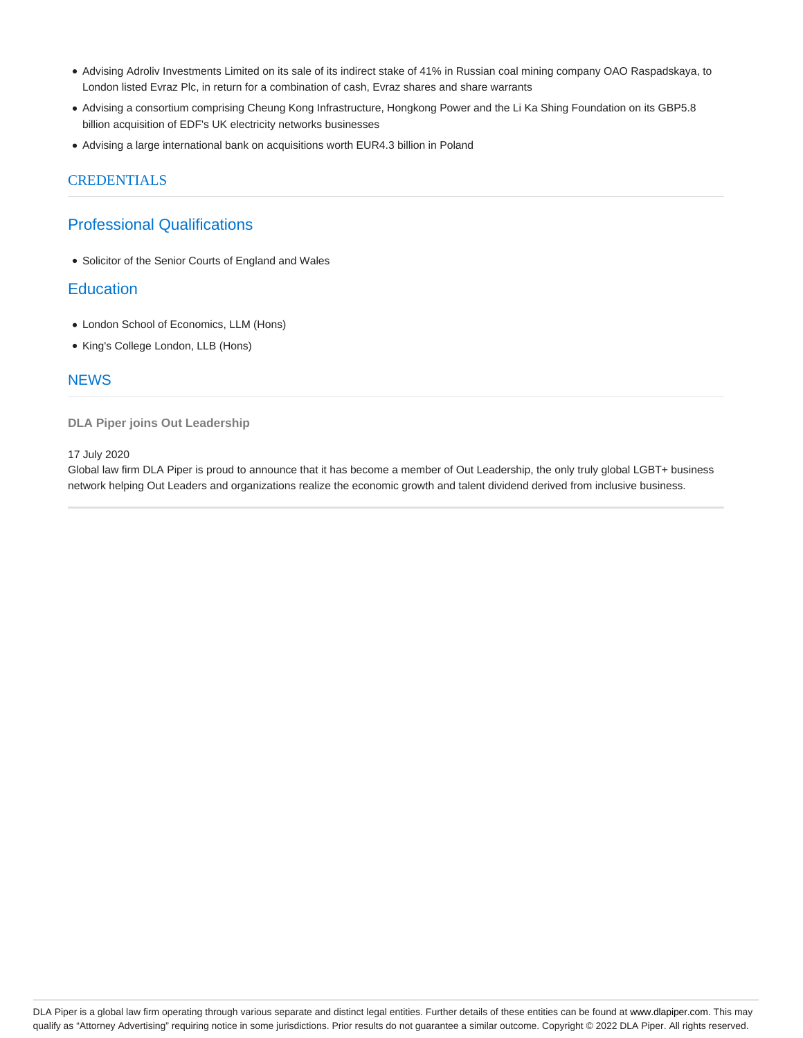- Advising Adroliv Investments Limited on its sale of its indirect stake of 41% in Russian coal mining company OAO Raspadskaya, to London listed Evraz Plc, in return for a combination of cash, Evraz shares and share warrants
- Advising a consortium comprising Cheung Kong Infrastructure, Hongkong Power and the Li Ka Shing Foundation on its GBP5.8 billion acquisition of EDF's UK electricity networks businesses
- Advising a large international bank on acquisitions worth EUR4.3 billion in Poland

## CREDENTIALS

### Professional Qualifications

- Solicitor of the Senior Courts of England and Wales

### Education

- London School of Economics, LLM (Hons)
- King's College London, LLB (Hons)

## NEWS

**DLA Piper joins Out Leadership**

17 July 2020
Global law firm DLA Piper is proud to announce that it has become a member of Out Leadership, the only truly global LGBT+ business network helping Out Leaders and organizations realize the economic growth and talent dividend derived from inclusive business.

DLA Piper is a global law firm operating through various separate and distinct legal entities. Further details of these entities can be found at www.dlapiper.com. This may qualify as "Attorney Advertising" requiring notice in some jurisdictions. Prior results do not guarantee a similar outcome. Copyright © 2022 DLA Piper. All rights reserved.